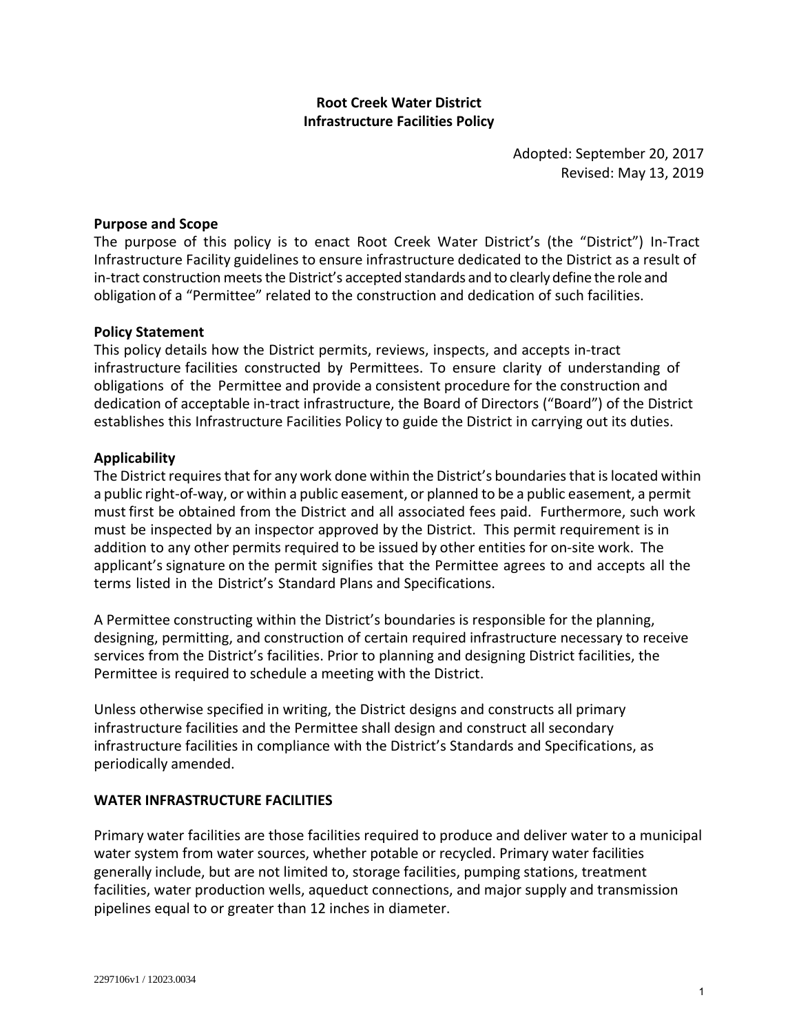# Root Creek Water District
## Infrastructure Facilities Policy

Adopted: September 20, 2017
Revised: May 13, 2019

**Purpose and Scope**

The purpose of this policy is to enact Root Creek Water District's (the "District") In-Tract Infrastructure Facility guidelines to ensure infrastructure dedicated to the District as a result of in-tract construction meets the District's accepted standards and to clearly define the role and obligation of a "Permittee" related to the construction and dedication of such facilities.

**Policy Statement**

This policy details how the District permits, reviews, inspects, and accepts in-tract infrastructure facilities constructed by Permittees. To ensure clarity of understanding of obligations of the Permittee and provide a consistent procedure for the construction and dedication of acceptable in-tract infrastructure, the Board of Directors ("Board") of the District establishes this Infrastructure Facilities Policy to guide the District in carrying out its duties.

**Applicability**

The District requires that for any work done within the District's boundaries that is located within a public right-of-way, or within a public easement, or planned to be a public easement, a permit must first be obtained from the District and all associated fees paid. Furthermore, such work must be inspected by an inspector approved by the District. This permit requirement is in addition to any other permits required to be issued by other entities for on-site work. The applicant's signature on the permit signifies that the Permittee agrees to and accepts all the terms listed in the District's Standard Plans and Specifications.

A Permittee constructing within the District's boundaries is responsible for the planning, designing, permitting, and construction of certain required infrastructure necessary to receive services from the District's facilities. Prior to planning and designing District facilities, the Permittee is required to schedule a meeting with the District.

Unless otherwise specified in writing, the District designs and constructs all primary infrastructure facilities and the Permittee shall design and construct all secondary infrastructure facilities in compliance with the District's Standards and Specifications, as periodically amended.

**WATER INFRASTRUCTURE FACILITIES**

Primary water facilities are those facilities required to produce and deliver water to a municipal water system from water sources, whether potable or recycled. Primary water facilities generally include, but are not limited to, storage facilities, pumping stations, treatment facilities, water production wells, aqueduct connections, and major supply and transmission pipelines equal to or greater than 12 inches in diameter.

2297106v1 / 12023.0034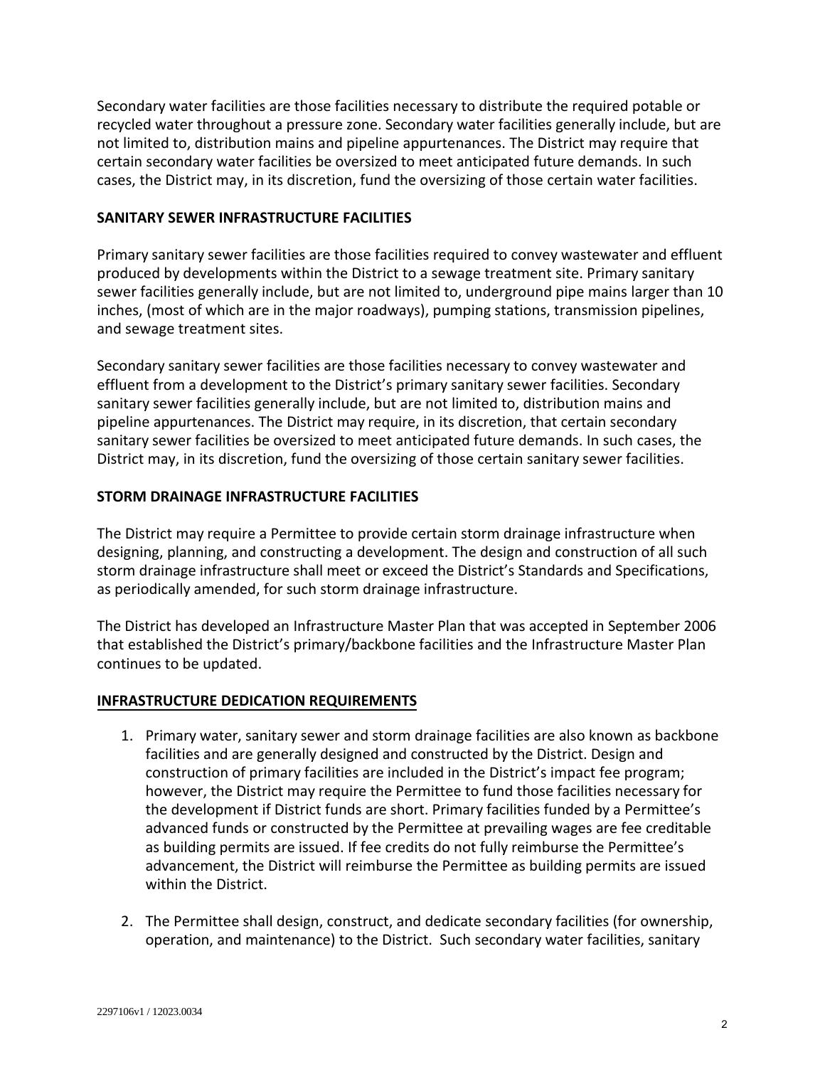Secondary water facilities are those facilities necessary to distribute the required potable or recycled water throughout a pressure zone. Secondary water facilities generally include, but are not limited to, distribution mains and pipeline appurtenances. The District may require that certain secondary water facilities be oversized to meet anticipated future demands. In such cases, the District may, in its discretion, fund the oversizing of those certain water facilities.

**SANITARY SEWER INFRASTRUCTURE FACILITIES**

Primary sanitary sewer facilities are those facilities required to convey wastewater and effluent produced by developments within the District to a sewage treatment site. Primary sanitary sewer facilities generally include, but are not limited to, underground pipe mains larger than 10 inches, (most of which are in the major roadways), pumping stations, transmission pipelines, and sewage treatment sites.

Secondary sanitary sewer facilities are those facilities necessary to convey wastewater and effluent from a development to the District's primary sanitary sewer facilities. Secondary sanitary sewer facilities generally include, but are not limited to, distribution mains and pipeline appurtenances. The District may require, in its discretion, that certain secondary sanitary sewer facilities be oversized to meet anticipated future demands. In such cases, the District may, in its discretion, fund the oversizing of those certain sanitary sewer facilities.

**STORM DRAINAGE INFRASTRUCTURE FACILITIES**

The District may require a Permittee to provide certain storm drainage infrastructure when designing, planning, and constructing a development. The design and construction of all such storm drainage infrastructure shall meet or exceed the District's Standards and Specifications, as periodically amended, for such storm drainage infrastructure.

The District has developed an Infrastructure Master Plan that was accepted in September 2006 that established the District's primary/backbone facilities and the Infrastructure Master Plan continues to be updated.

**INFRASTRUCTURE DEDICATION REQUIREMENTS**

1. Primary water, sanitary sewer and storm drainage facilities are also known as backbone facilities and are generally designed and constructed by the District. Design and construction of primary facilities are included in the District's impact fee program; however, the District may require the Permittee to fund those facilities necessary for the development if District funds are short. Primary facilities funded by a Permittee's advanced funds or constructed by the Permittee at prevailing wages are fee creditable as building permits are issued. If fee credits do not fully reimburse the Permittee's advancement, the District will reimburse the Permittee as building permits are issued within the District.

2. The Permittee shall design, construct, and dedicate secondary facilities (for ownership, operation, and maintenance) to the District. Such secondary water facilities, sanitary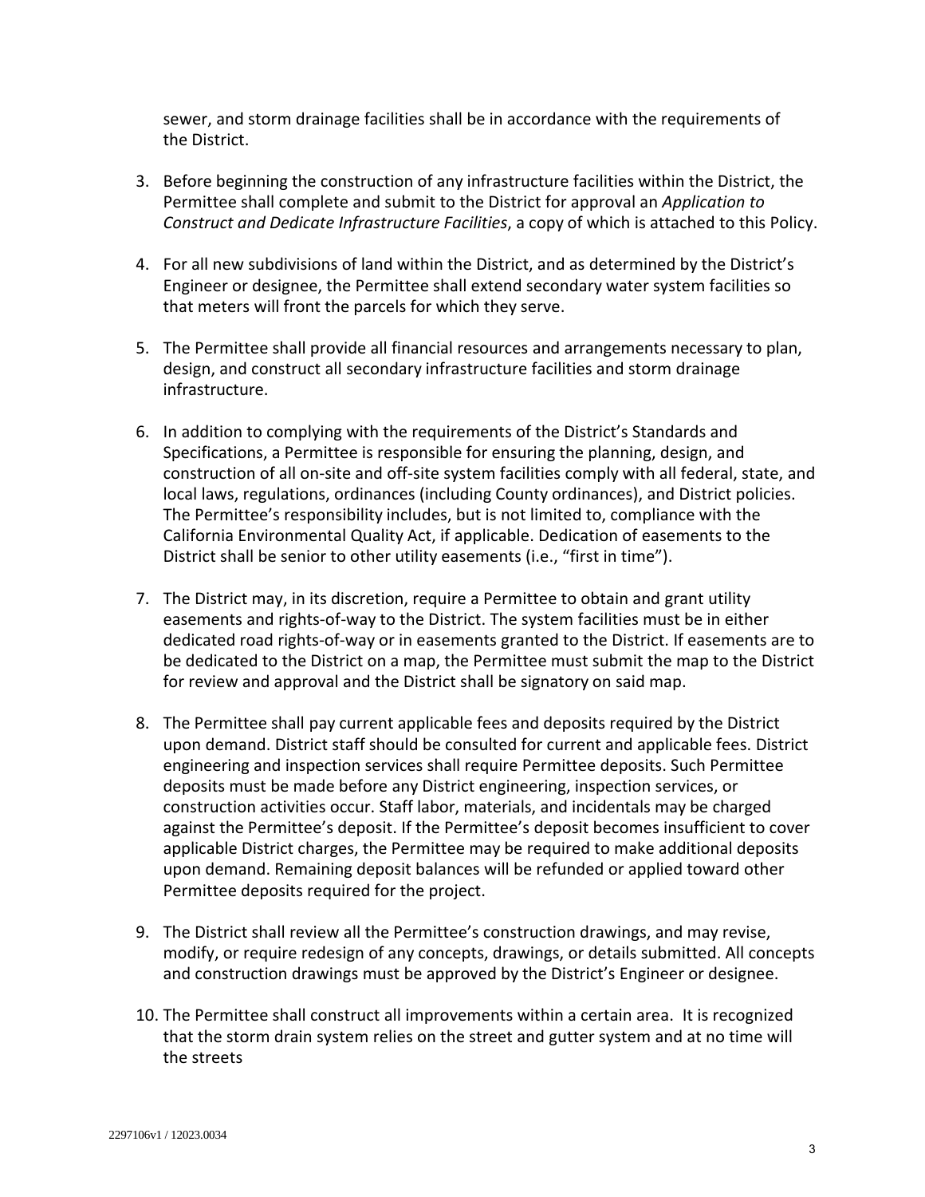sewer, and storm drainage facilities shall be in accordance with the requirements of the District.

3. Before beginning the construction of any infrastructure facilities within the District, the Permittee shall complete and submit to the District for approval an *Application to Construct and Dedicate Infrastructure Facilities*, a copy of which is attached to this Policy.

4. For all new subdivisions of land within the District, and as determined by the District's Engineer or designee, the Permittee shall extend secondary water system facilities so that meters will front the parcels for which they serve.

5. The Permittee shall provide all financial resources and arrangements necessary to plan, design, and construct all secondary infrastructure facilities and storm drainage infrastructure.

6. In addition to complying with the requirements of the District's Standards and Specifications, a Permittee is responsible for ensuring the planning, design, and construction of all on-site and off-site system facilities comply with all federal, state, and local laws, regulations, ordinances (including County ordinances), and District policies. The Permittee's responsibility includes, but is not limited to, compliance with the California Environmental Quality Act, if applicable. Dedication of easements to the District shall be senior to other utility easements (i.e., "first in time").

7. The District may, in its discretion, require a Permittee to obtain and grant utility easements and rights-of-way to the District. The system facilities must be in either dedicated road rights-of-way or in easements granted to the District. If easements are to be dedicated to the District on a map, the Permittee must submit the map to the District for review and approval and the District shall be signatory on said map.

8. The Permittee shall pay current applicable fees and deposits required by the District upon demand. District staff should be consulted for current and applicable fees. District engineering and inspection services shall require Permittee deposits. Such Permittee deposits must be made before any District engineering, inspection services, or construction activities occur. Staff labor, materials, and incidentals may be charged against the Permittee's deposit. If the Permittee's deposit becomes insufficient to cover applicable District charges, the Permittee may be required to make additional deposits upon demand. Remaining deposit balances will be refunded or applied toward other Permittee deposits required for the project.

9. The District shall review all the Permittee's construction drawings, and may revise, modify, or require redesign of any concepts, drawings, or details submitted. All concepts and construction drawings must be approved by the District's Engineer or designee.

10. The Permittee shall construct all improvements within a certain area. It is recognized that the storm drain system relies on the street and gutter system and at no time will the streets

2297106v1 / 12023.0034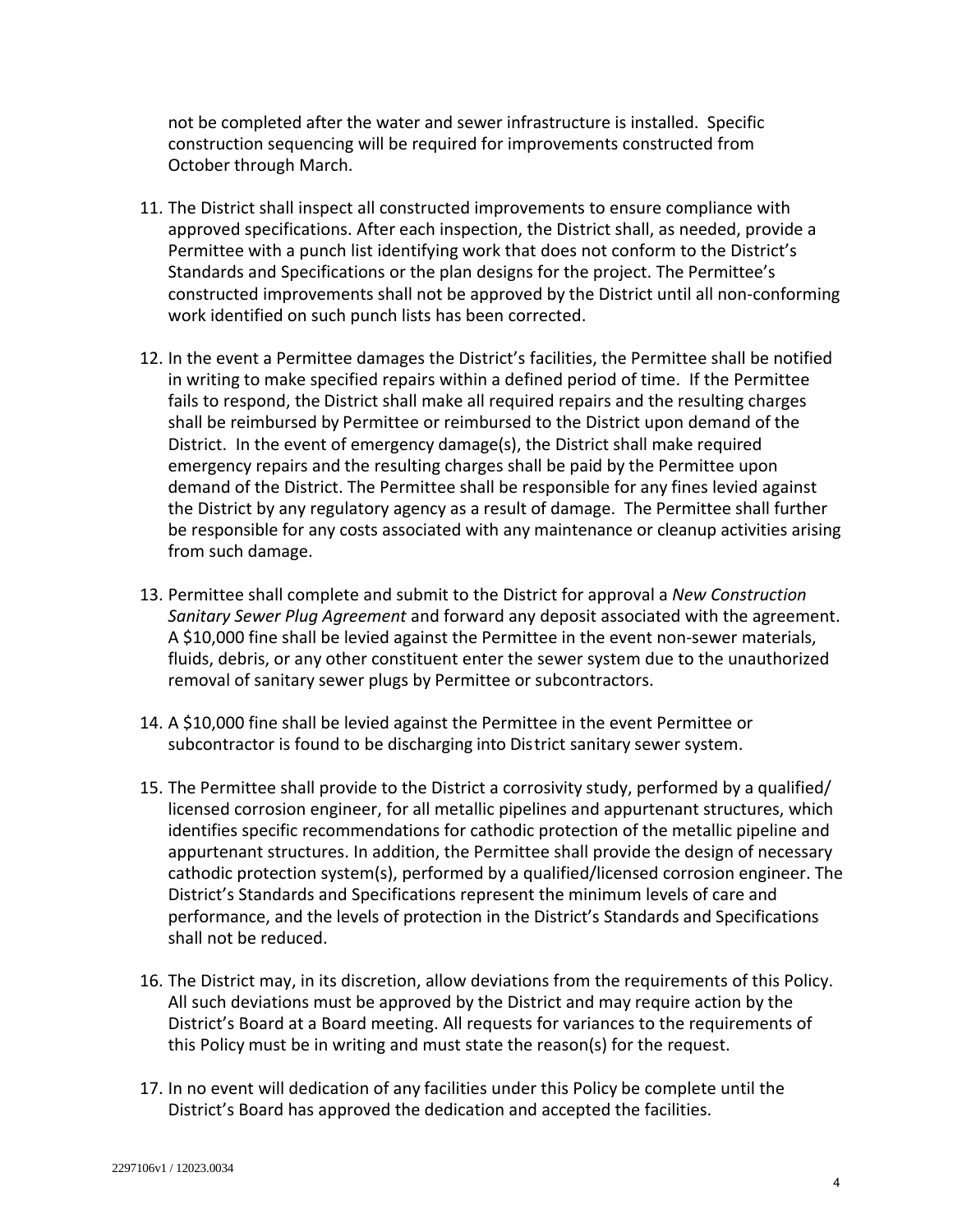not be completed after the water and sewer infrastructure is installed. Specific construction sequencing will be required for improvements constructed from October through March.

11. The District shall inspect all constructed improvements to ensure compliance with approved specifications. After each inspection, the District shall, as needed, provide a Permittee with a punch list identifying work that does not conform to the District's Standards and Specifications or the plan designs for the project. The Permittee's constructed improvements shall not be approved by the District until all non-conforming work identified on such punch lists has been corrected.

12. In the event a Permittee damages the District's facilities, the Permittee shall be notified in writing to make specified repairs within a defined period of time. If the Permittee fails to respond, the District shall make all required repairs and the resulting charges shall be reimbursed by Permittee or reimbursed to the District upon demand of the District. In the event of emergency damage(s), the District shall make required emergency repairs and the resulting charges shall be paid by the Permittee upon demand of the District. The Permittee shall be responsible for any fines levied against the District by any regulatory agency as a result of damage. The Permittee shall further be responsible for any costs associated with any maintenance or cleanup activities arising from such damage.

13. Permittee shall complete and submit to the District for approval a *New Construction Sanitary Sewer Plug Agreement* and forward any deposit associated with the agreement. A $10,000 fine shall be levied against the Permittee in the event non-sewer materials, fluids, debris, or any other constituent enter the sewer system due to the unauthorized removal of sanitary sewer plugs by Permittee or subcontractors.

14. A $10,000 fine shall be levied against the Permittee in the event Permittee or subcontractor is found to be discharging into District sanitary sewer system.

15. The Permittee shall provide to the District a corrosivity study, performed by a qualified/ licensed corrosion engineer, for all metallic pipelines and appurtenant structures, which identifies specific recommendations for cathodic protection of the metallic pipeline and appurtenant structures. In addition, the Permittee shall provide the design of necessary cathodic protection system(s), performed by a qualified/licensed corrosion engineer. The District's Standards and Specifications represent the minimum levels of care and performance, and the levels of protection in the District's Standards and Specifications shall not be reduced.

16. The District may, in its discretion, allow deviations from the requirements of this Policy. All such deviations must be approved by the District and may require action by the District's Board at a Board meeting. All requests for variances to the requirements of this Policy must be in writing and must state the reason(s) for the request.

17. In no event will dedication of any facilities under this Policy be complete until the District's Board has approved the dedication and accepted the facilities.

2297106v1 / 12023.0034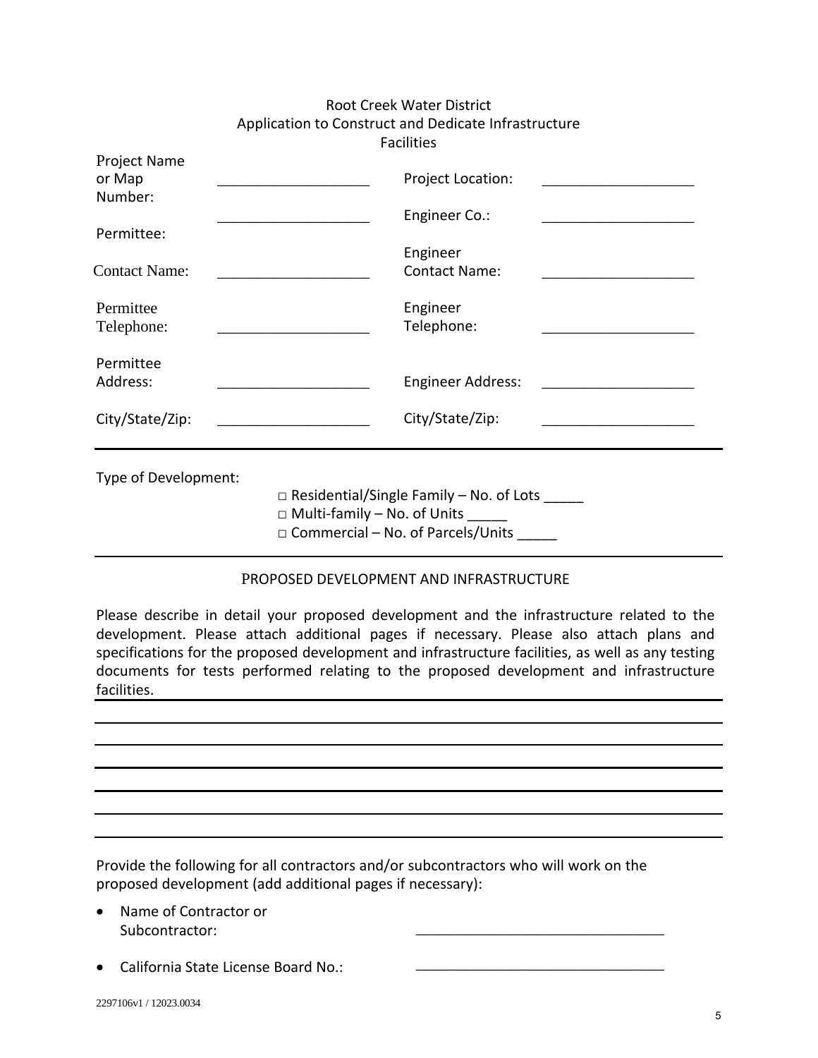Root Creek Water District
Application to Construct and Dedicate Infrastructure Facilities

| | | | |
|---|---|---|---|
| Project Name or Map Number: | ____________________ | Project Location: | ____________________ |
| Permittee: | ____________________ | Engineer Co.: | ____________________ |
| Contact Name: | ____________________ | Engineer Contact Name: | ____________________ |
| Permittee Telephone: | ____________________ | Engineer Telephone: | ____________________ |
| Permittee Address: | ____________________ | Engineer Address: | ____________________ |
| City/State/Zip: | ____________________ | City/State/Zip: | ____________________ |

---

Type of Development:

□ Residential/Single Family – No. of Lots _____
□ Multi-family – No. of Units _____
□ Commercial – No. of Parcels/Units _____

---

PROPOSED DEVELOPMENT AND INFRASTRUCTURE

Please describe in detail your proposed development and the infrastructure related to the development. Please attach additional pages if necessary. Please also attach plans and specifications for the proposed development and infrastructure facilities, as well as any testing documents for tests performed relating to the proposed development and infrastructure facilities.

________________________________________________________________________________

________________________________________________________________________________

________________________________________________________________________________

________________________________________________________________________________

________________________________________________________________________________

________________________________________________________________________________

Provide the following for all contractors and/or subcontractors who will work on the proposed development (add additional pages if necessary):

- Name of Contractor or Subcontractor: ________________________________
- California State License Board No.: ________________________________

2297106v1 / 12023.0034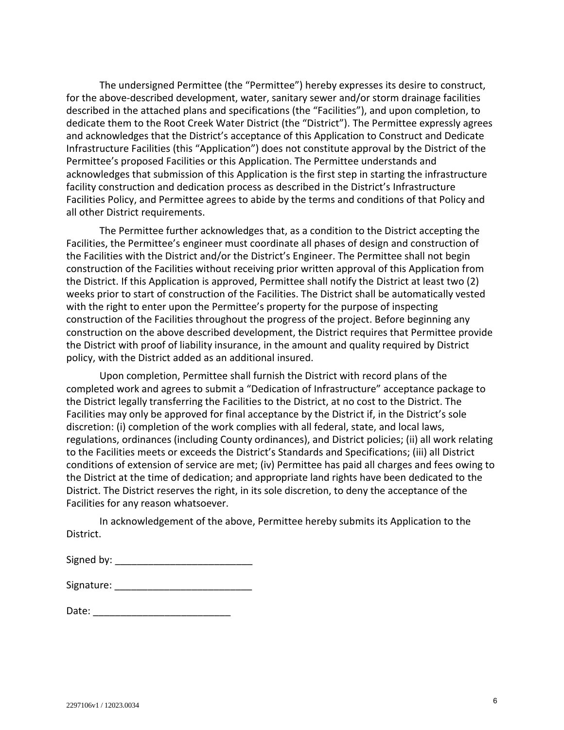The undersigned Permittee (the “Permittee”) hereby expresses its desire to construct, for the above-described development, water, sanitary sewer and/or storm drainage facilities described in the attached plans and specifications (the “Facilities”), and upon completion, to dedicate them to the Root Creek Water District (the “District”). The Permittee expressly agrees and acknowledges that the District’s acceptance of this Application to Construct and Dedicate Infrastructure Facilities (this “Application”) does not constitute approval by the District of the Permittee’s proposed Facilities or this Application. The Permittee understands and acknowledges that submission of this Application is the first step in starting the infrastructure facility construction and dedication process as described in the District’s Infrastructure Facilities Policy, and Permittee agrees to abide by the terms and conditions of that Policy and all other District requirements.

The Permittee further acknowledges that, as a condition to the District accepting the Facilities, the Permittee’s engineer must coordinate all phases of design and construction of the Facilities with the District and/or the District’s Engineer. The Permittee shall not begin construction of the Facilities without receiving prior written approval of this Application from the District. If this Application is approved, Permittee shall notify the District at least two (2) weeks prior to start of construction of the Facilities. The District shall be automatically vested with the right to enter upon the Permittee’s property for the purpose of inspecting construction of the Facilities throughout the progress of the project. Before beginning any construction on the above described development, the District requires that Permittee provide the District with proof of liability insurance, in the amount and quality required by District policy, with the District added as an additional insured.

Upon completion, Permittee shall furnish the District with record plans of the completed work and agrees to submit a “Dedication of Infrastructure” acceptance package to the District legally transferring the Facilities to the District, at no cost to the District. The Facilities may only be approved for final acceptance by the District if, in the District’s sole discretion: (i) completion of the work complies with all federal, state, and local laws, regulations, ordinances (including County ordinances), and District policies; (ii) all work relating to the Facilities meets or exceeds the District’s Standards and Specifications; (iii) all District conditions of extension of service are met; (iv) Permittee has paid all charges and fees owing to the District at the time of dedication; and appropriate land rights have been dedicated to the District. The District reserves the right, in its sole discretion, to deny the acceptance of the Facilities for any reason whatsoever.

In acknowledgement of the above, Permittee hereby submits its Application to the District.

Signed by: _________________________

Signature: _________________________

Date: _________________________

2297106v1 / 12023.0034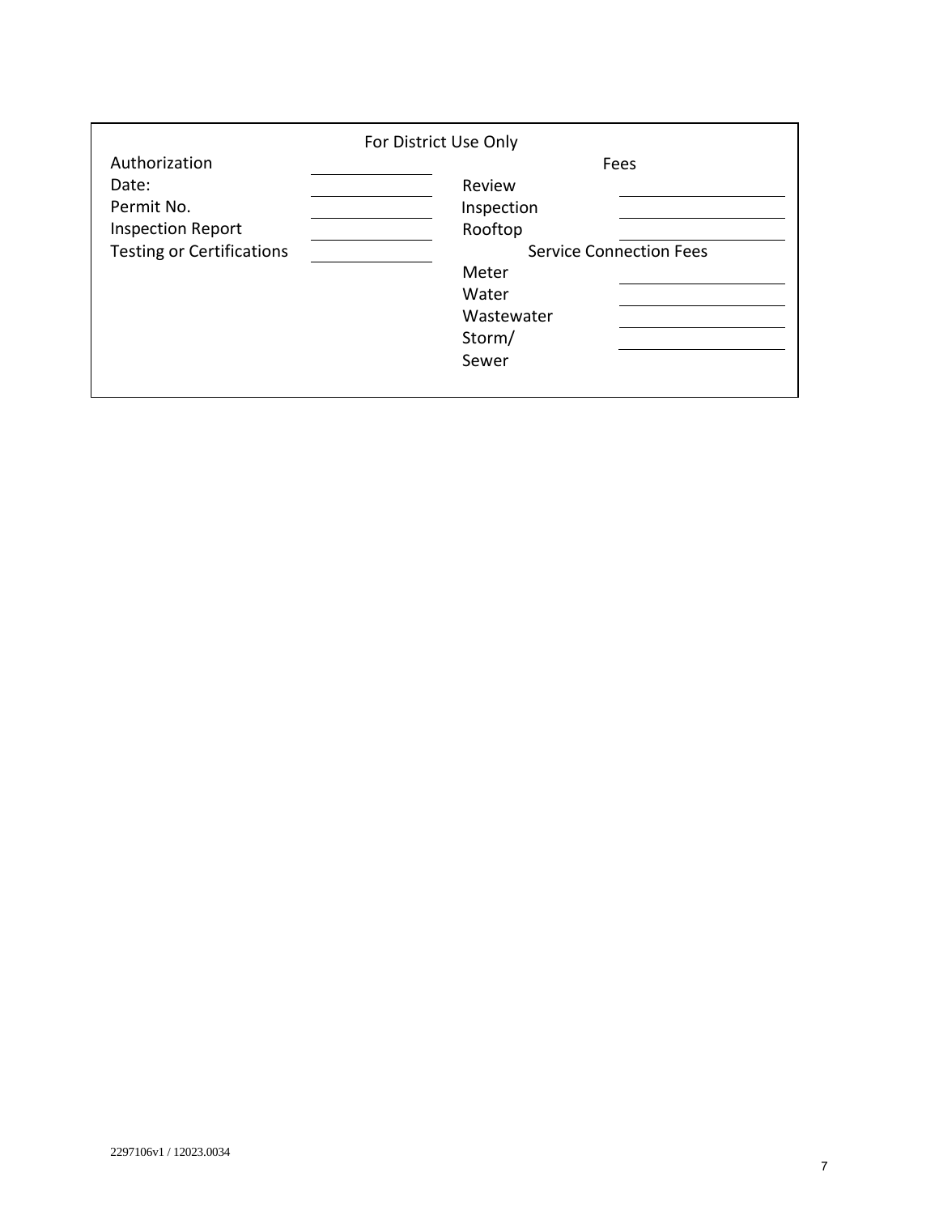For District Use Only

| Authorization | | Fees | |
|---|---|---|---|
| Date: | ______ | Review | ______ |
| Permit No. | ______ | Inspection | ______ |
| Inspection Report | ______ | Rooftop | ______ |
| Testing or Certifications | ______ | Service Connection Fees | |
| | | Meter | ______ |
| | | Water | ______ |
| | | Wastewater | ______ |
| | | Storm/ Sewer | ______ |

2297106v1 / 12023.0034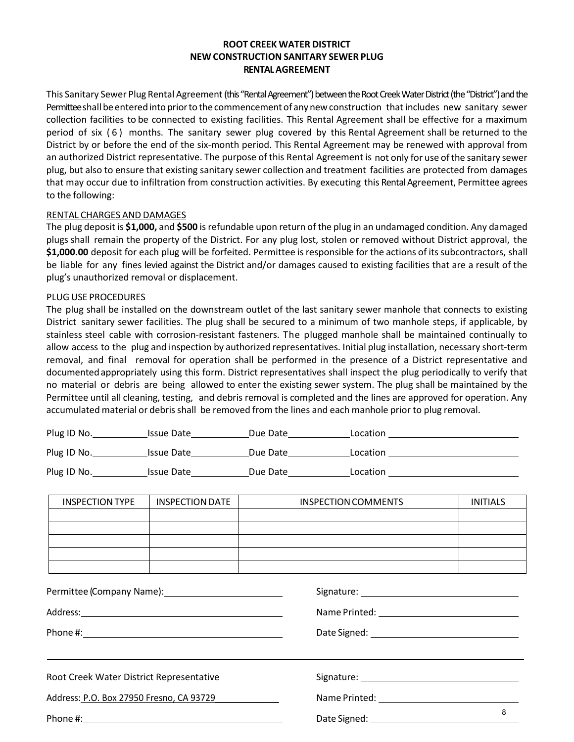**ROOT CREEK WATER DISTRICT**
**NEW CONSTRUCTION SANITARY SEWER PLUG**
**RENTAL AGREEMENT**

This Sanitary Sewer Plug Rental Agreement (this "Rental Agreement") between the Root Creek Water District (the "District") and the Permittee shall be entered into prior to the commencement of any new construction that includes new sanitary sewer collection facilities to be connected to existing facilities. This Rental Agreement shall be effective for a maximum period of six (6) months. The sanitary sewer plug covered by this Rental Agreement shall be returned to the District by or before the end of the six-month period. This Rental Agreement may be renewed with approval from an authorized District representative. The purpose of this Rental Agreement is not only for use of the sanitary sewer plug, but also to ensure that existing sanitary sewer collection and treatment facilities are protected from damages that may occur due to infiltration from construction activities. By executing this Rental Agreement, Permittee agrees to the following:

RENTAL CHARGES AND DAMAGES

The plug deposit is **$1,000,** and **$500** is refundable upon return of the plug in an undamaged condition. Any damaged plugs shall remain the property of the District. For any plug lost, stolen or removed without District approval, the **$1,000.00** deposit for each plug will be forfeited. Permittee is responsible for the actions of its subcontractors, shall be liable for any fines levied against the District and/or damages caused to existing facilities that are a result of the plug's unauthorized removal or displacement.

PLUG USE PROCEDURES

The plug shall be installed on the downstream outlet of the last sanitary sewer manhole that connects to existing District sanitary sewer facilities. The plug shall be secured to a minimum of two manhole steps, if applicable, by stainless steel cable with corrosion-resistant fasteners. The plugged manhole shall be maintained continually to allow access to the plug and inspection by authorized representatives. Initial plug installation, necessary short-term removal, and final removal for operation shall be performed in the presence of a District representative and documented appropriately using this form. District representatives shall inspect the plug periodically to verify that no material or debris are being allowed to enter the existing sewer system. The plug shall be maintained by the Permittee until all cleaning, testing, and debris removal is completed and the lines are approved for operation. Any accumulated material or debris shall be removed from the lines and each manhole prior to plug removal.

Plug ID No.\_\_\_\_\_\_\_\_\_\_ Issue Date\_\_\_\_\_\_\_\_\_\_ Due Date\_\_\_\_\_\_\_\_\_\_ Location \_\_\_\_\_\_\_\_\_\_\_\_\_\_\_\_\_\_\_\_

Plug ID No.\_\_\_\_\_\_\_\_\_\_ Issue Date\_\_\_\_\_\_\_\_\_\_ Due Date\_\_\_\_\_\_\_\_\_\_ Location \_\_\_\_\_\_\_\_\_\_\_\_\_\_\_\_\_\_\_\_

Plug ID No.\_\_\_\_\_\_\_\_\_\_ Issue Date\_\_\_\_\_\_\_\_\_\_ Due Date\_\_\_\_\_\_\_\_\_\_ Location \_\_\_\_\_\_\_\_\_\_\_\_\_\_\_\_\_\_\_\_

| INSPECTION TYPE | INSPECTION DATE | INSPECTION COMMENTS | INITIALS |
|---|---|---|---|
| | | | |
| | | | |
| | | | |
| | | | |
| | | | |

Permittee (Company Name): \_\_\_\_\_\_\_\_\_\_\_\_\_\_\_\_\_\_\_\_ Signature: \_\_\_\_\_\_\_\_\_\_\_\_\_\_\_\_\_\_\_\_

Address: \_\_\_\_\_\_\_\_\_\_\_\_\_\_\_\_\_\_\_\_ Name Printed: \_\_\_\_\_\_\_\_\_\_\_\_\_\_\_\_\_\_\_\_

Phone #: \_\_\_\_\_\_\_\_\_\_\_\_\_\_\_\_\_\_\_\_ Date Signed: \_\_\_\_\_\_\_\_\_\_\_\_\_\_\_\_\_\_\_\_

---

Root Creek Water District Representative Signature: \_\_\_\_\_\_\_\_\_\_\_\_\_\_\_\_\_\_\_\_

Address: P.O. Box 27950 Fresno, CA 93729 Name Printed: \_\_\_\_\_\_\_\_\_\_\_\_\_\_\_\_\_\_\_\_

Phone #: \_\_\_\_\_\_\_\_\_\_\_\_\_\_\_\_\_\_\_\_ Date Signed: \_\_\_\_\_\_\_\_\_\_\_\_\_\_\_\_\_\_\_\_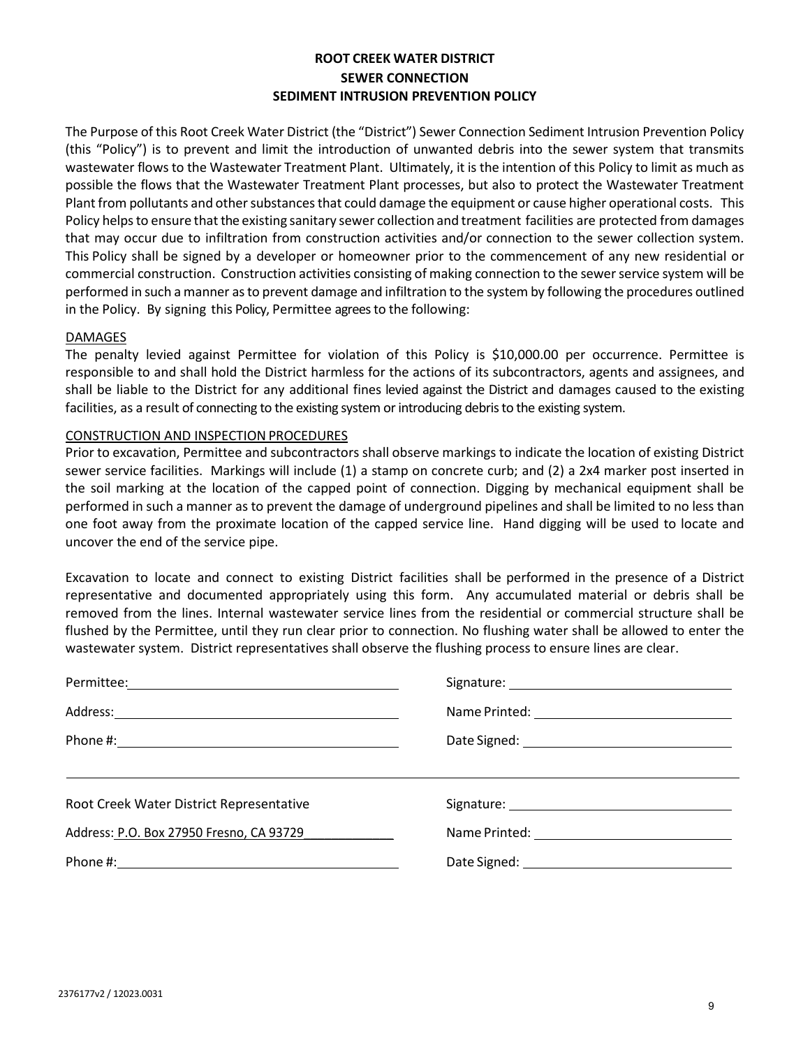# ROOT CREEK WATER DISTRICT
## SEWER CONNECTION
## SEDIMENT INTRUSION PREVENTION POLICY

The Purpose of this Root Creek Water District (the "District") Sewer Connection Sediment Intrusion Prevention Policy (this "Policy") is to prevent and limit the introduction of unwanted debris into the sewer system that transmits wastewater flows to the Wastewater Treatment Plant. Ultimately, it is the intention of this Policy to limit as much as possible the flows that the Wastewater Treatment Plant processes, but also to protect the Wastewater Treatment Plant from pollutants and other substances that could damage the equipment or cause higher operational costs. This Policy helps to ensure that the existing sanitary sewer collection and treatment facilities are protected from damages that may occur due to infiltration from construction activities and/or connection to the sewer collection system. This Policy shall be signed by a developer or homeowner prior to the commencement of any new residential or commercial construction. Construction activities consisting of making connection to the sewer service system will be performed in such a manner as to prevent damage and infiltration to the system by following the procedures outlined in the Policy. By signing this Policy, Permittee agrees to the following:

DAMAGES

The penalty levied against Permittee for violation of this Policy is $10,000.00 per occurrence. Permittee is responsible to and shall hold the District harmless for the actions of its subcontractors, agents and assignees, and shall be liable to the District for any additional fines levied against the District and damages caused to the existing facilities, as a result of connecting to the existing system or introducing debris to the existing system.

CONSTRUCTION AND INSPECTION PROCEDURES

Prior to excavation, Permittee and subcontractors shall observe markings to indicate the location of existing District sewer service facilities. Markings will include (1) a stamp on concrete curb; and (2) a 2x4 marker post inserted in the soil marking at the location of the capped point of connection. Digging by mechanical equipment shall be performed in such a manner as to prevent the damage of underground pipelines and shall be limited to no less than one foot away from the proximate location of the capped service line. Hand digging will be used to locate and uncover the end of the service pipe.

Excavation to locate and connect to existing District facilities shall be performed in the presence of a District representative and documented appropriately using this form. Any accumulated material or debris shall be removed from the lines. Internal wastewater service lines from the residential or commercial structure shall be flushed by the Permittee, until they run clear prior to connection. No flushing water shall be allowed to enter the wastewater system. District representatives shall observe the flushing process to ensure lines are clear.

Permittee: ______________________ Signature: ______________________

Address: ______________________ Name Printed: ______________________

Phone #: ______________________ Date Signed: ______________________

---

Root Creek Water District Representative Signature: ______________________

Address: P.O. Box 27950 Fresno, CA 93729 Name Printed: ______________________

Phone #: ______________________ Date Signed: ______________________

2376177v2 / 12023.0031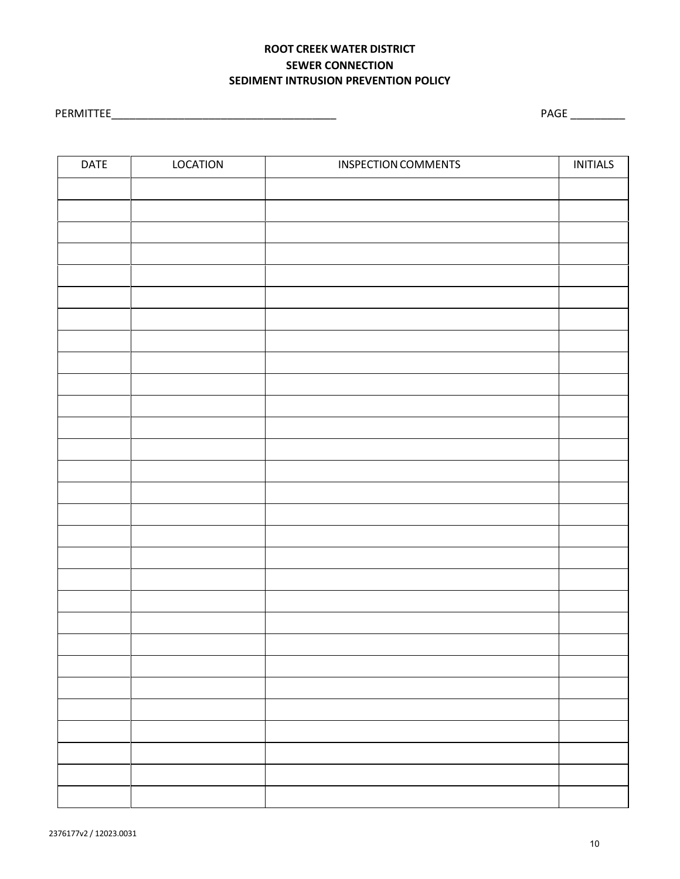**ROOT CREEK WATER DISTRICT**
**SEWER CONNECTION**
**SEDIMENT INTRUSION PREVENTION POLICY**

PERMITTEE______________________________________ PAGE _________

| DATE | LOCATION | INSPECTION COMMENTS | INITIALS |
|---|---|---|---|
| | | | |
| | | | |
| | | | |
| | | | |
| | | | |
| | | | |
| | | | |
| | | | |
| | | | |
| | | | |
| | | | |
| | | | |
| | | | |
| | | | |
| | | | |
| | | | |
| | | | |
| | | | |
| | | | |
| | | | |
| | | | |
| | | | |
| | | | |
| | | | |
| | | | |
| | | | |
| | | | |
| | | | |
| | | | |
| | | | |

2376177v2 / 12023.0031